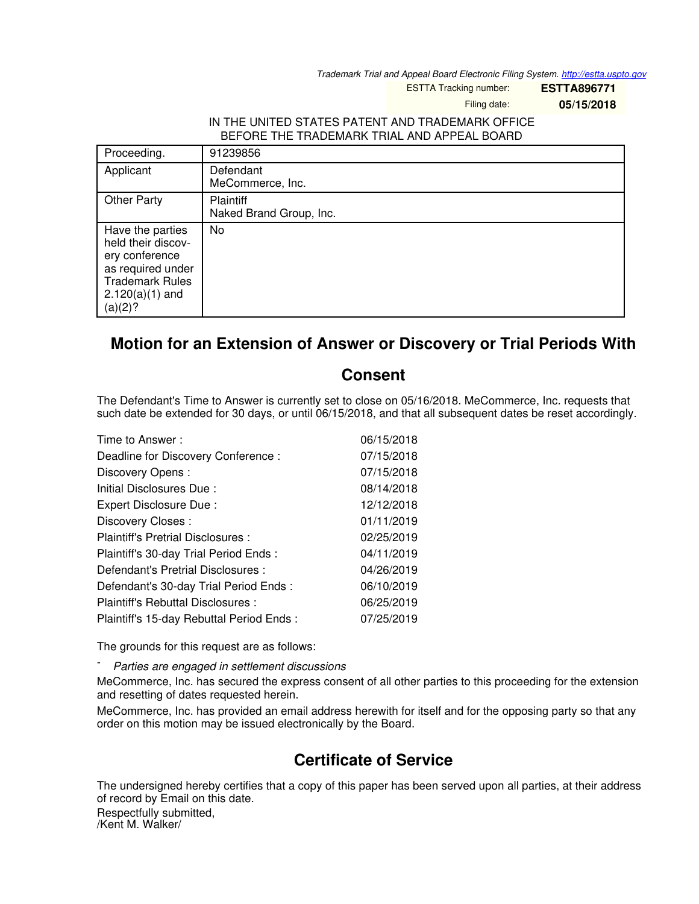Trademark Trial and Appeal Board Electronic Filing System. http://estta.uspto.gov

ESTTA Tracking number: **ESTTA896771**

Filing date: **05/15/2018**

IN THE UNITED STATES PATENT AND TRADEMARK OFFICE
BEFORE THE TRADEMARK TRIAL AND APPEAL BOARD

| Proceeding. | 91239856 |
|---|---|
| Applicant | Defendant<br>MeCommerce, Inc. |
| Other Party | Plaintiff<br>Naked Brand Group, Inc. |
| Have the parties held their discovery conference as required under Trademark Rules 2.120(a)(1) and (a)(2)? | No |

## Motion for an Extension of Answer or Discovery or Trial Periods With Consent

The Defendant's Time to Answer is currently set to close on 05/16/2018. MeCommerce, Inc. requests that such date be extended for 30 days, or until 06/15/2018, and that all subsequent dates be reset accordingly.

| | |
|---|---|
| Time to Answer : | 06/15/2018 |
| Deadline for Discovery Conference : | 07/15/2018 |
| Discovery Opens : | 07/15/2018 |
| Initial Disclosures Due : | 08/14/2018 |
| Expert Disclosure Due : | 12/12/2018 |
| Discovery Closes : | 01/11/2019 |
| Plaintiff's Pretrial Disclosures : | 02/25/2019 |
| Plaintiff's 30-day Trial Period Ends : | 04/11/2019 |
| Defendant's Pretrial Disclosures : | 04/26/2019 |
| Defendant's 30-day Trial Period Ends : | 06/10/2019 |
| Plaintiff's Rebuttal Disclosures : | 06/25/2019 |
| Plaintiff's 15-day Rebuttal Period Ends : | 07/25/2019 |

The grounds for this request are as follows:

- *Parties are engaged in settlement discussions*

MeCommerce, Inc. has secured the express consent of all other parties to this proceeding for the extension and resetting of dates requested herein.

MeCommerce, Inc. has provided an email address herewith for itself and for the opposing party so that any order on this motion may be issued electronically by the Board.

## Certificate of Service

The undersigned hereby certifies that a copy of this paper has been served upon all parties, at their address of record by Email on this date.

Respectfully submitted,
/Kent M. Walker/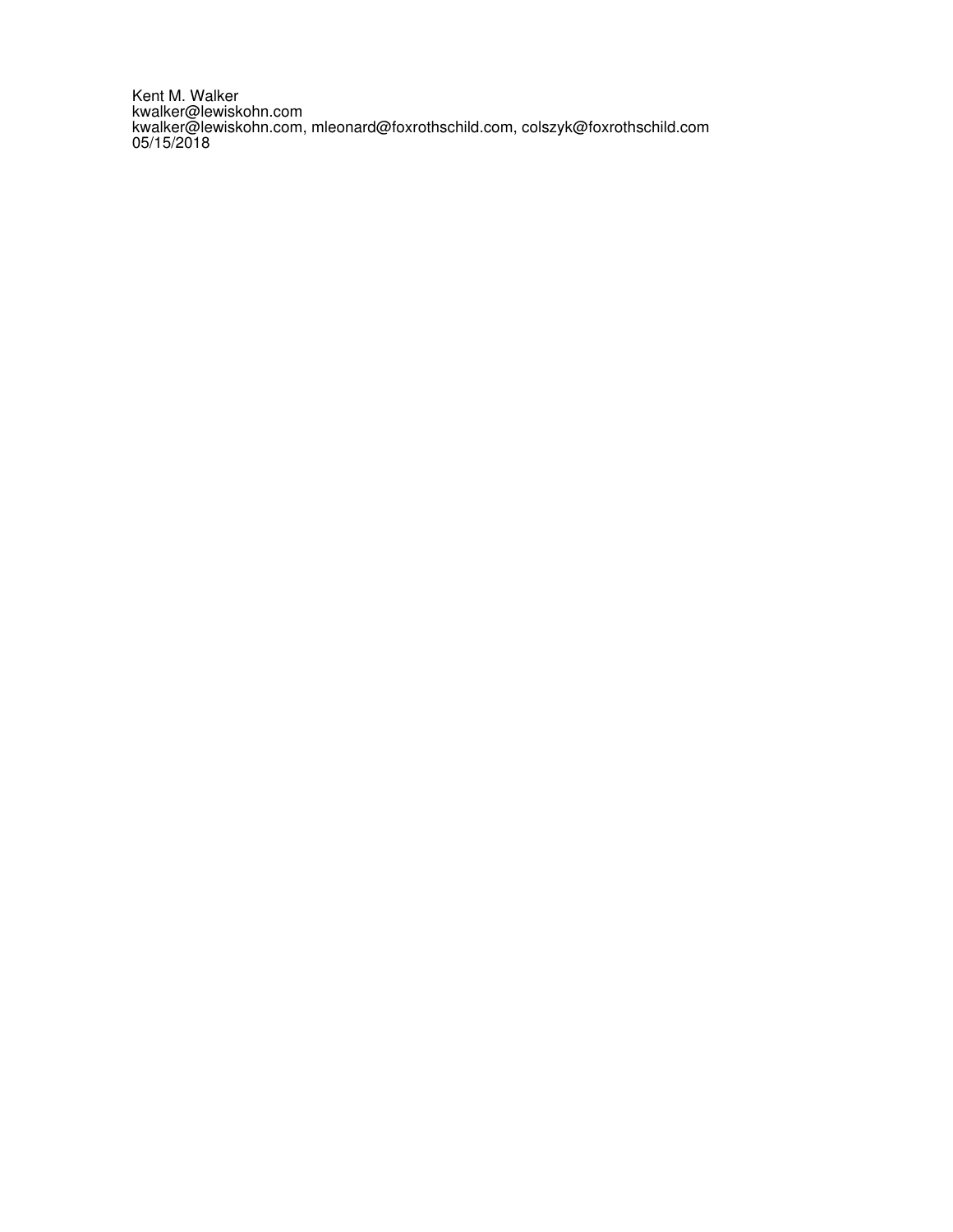Kent M. Walker
kwalker@lewiskohn.com
kwalker@lewiskohn.com, mleonard@foxrothschild.com, colszyk@foxrothschild.com
05/15/2018